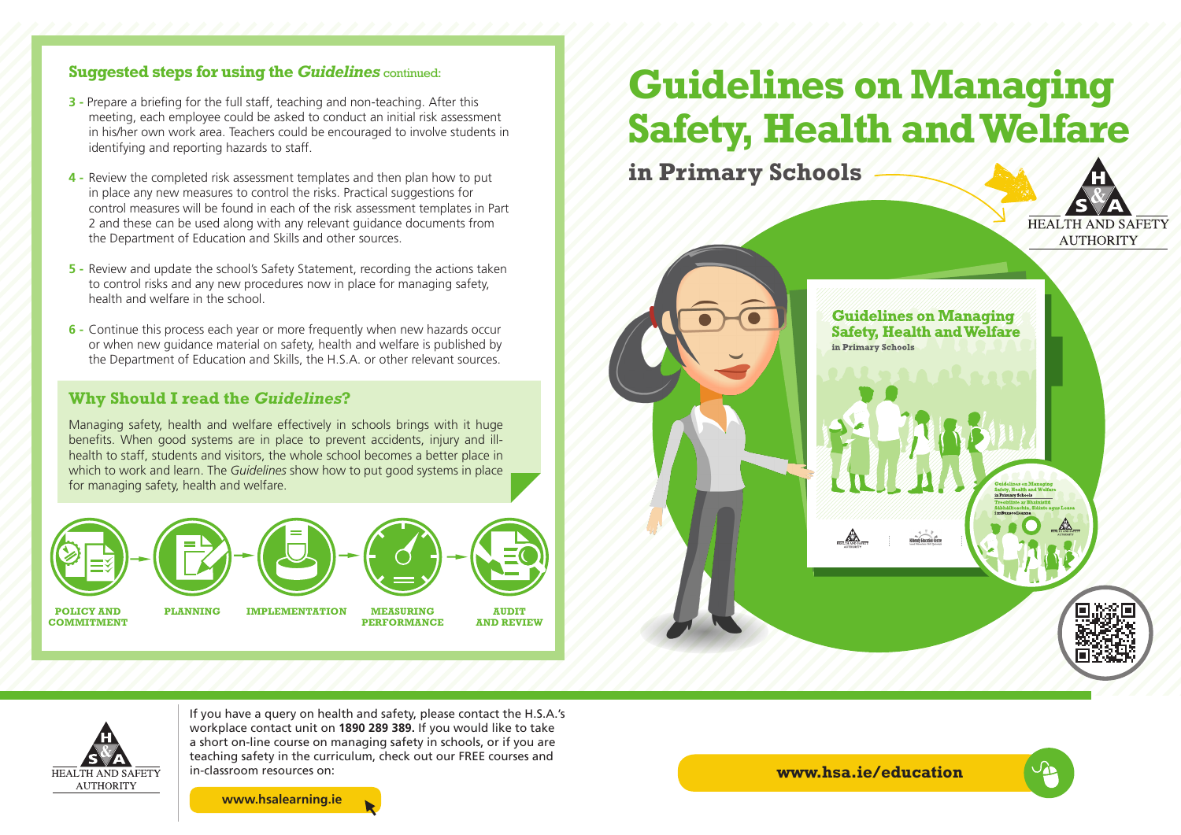### Suggested steps for using the *Guidelines* continued:

**3 -** Prepare a briefing for the full staff, teaching and non-teaching. After this meeting, each employee could be asked to conduct an initial risk assessment in his/her own work area. Teachers could be encouraged to involve students in identifying and reporting hazards to staff.

**4 -** Review the completed risk assessment templates and then plan how to put in place any new measures to control the risks. Practical suggestions for control measures will be found in each of the risk assessment templates in Part 2 and these can be used along with any relevant guidance documents from the Department of Education and Skills and other sources.

**5 -** Review and update the school's Safety Statement, recording the actions taken to control risks and any new procedures now in place for managing safety, health and welfare in the school.

**6 -** Continue this process each year or more frequently when new hazards occur or when new guidance material on safety, health and welfare is published by the Department of Education and Skills, the H.S.A. or other relevant sources.

### Why Should I read the *Guidelines*?

Managing safety, health and welfare effectively in schools brings with it huge benefits. When good systems are in place to prevent accidents, injury and ill-health to staff, students and visitors, the whole school becomes a better place in which to work and learn. The *Guidelines* show how to put good systems in place for managing safety, health and welfare.

POLICY AND COMMITMENT → PLANNING → IMPLEMENTATION → MEASURING PERFORMANCE → AUDIT AND REVIEW

# Guidelines on Managing Safety, Health and Welfare

## in Primary Schools

HEALTH AND SAFETY AUTHORITY

If you have a query on health and safety, please contact the H.S.A.'s workplace contact unit on **1890 289 389.** If you would like to take a short on-line course on managing safety in schools, or if you are teaching safety in the curriculum, check out our FREE courses and in-classroom resources on:

**www.hsalearning.ie**

**www.hsa.ie/education**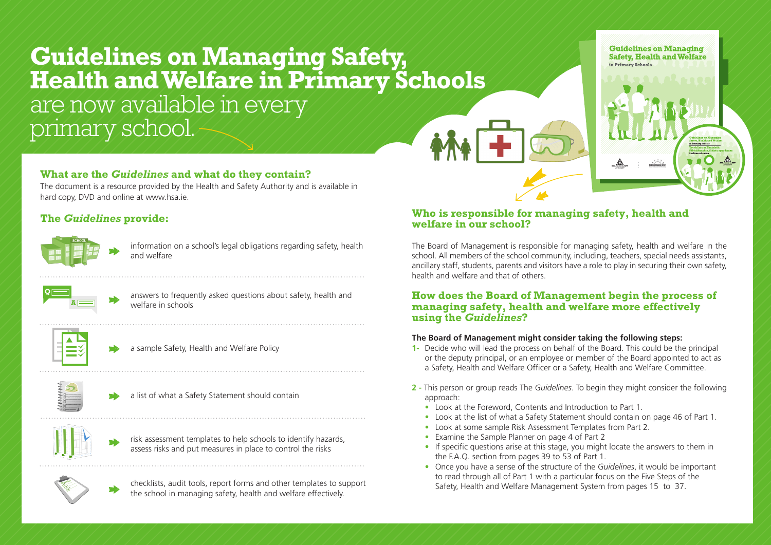# Guidelines on Managing Safety, Health and Welfare in Primary Schools

are now available in every primary school.

### What are the *Guidelines* and what do they contain?

The document is a resource provided by the Health and Safety Authority and is available in hard copy, DVD and online at www.hsa.ie.

### The *Guidelines* provide:

- information on a school's legal obligations regarding safety, health and welfare
- answers to frequently asked questions about safety, health and welfare in schools
- a sample Safety, Health and Welfare Policy
- a list of what a Safety Statement should contain
- risk assessment templates to help schools to identify hazards, assess risks and put measures in place to control the risks
- checklists, audit tools, report forms and other templates to support the school in managing safety, health and welfare effectively.

### Who is responsible for managing safety, health and welfare in our school?

The Board of Management is responsible for managing safety, health and welfare in the school. All members of the school community, including, teachers, special needs assistants, ancillary staff, students, parents and visitors have a role to play in securing their own safety, health and welfare and that of others.

### How does the Board of Management begin the process of managing safety, health and welfare more effectively using the *Guidelines*?

**The Board of Management might consider taking the following steps:**

**1-** Decide who will lead the process on behalf of the Board. This could be the principal or the deputy principal, or an employee or member of the Board appointed to act as a Safety, Health and Welfare Officer or a Safety, Health and Welfare Committee.

**2 -** This person or group reads The *Guidelines*. To begin they might consider the following approach:

- Look at the Foreword, Contents and Introduction to Part 1.
- Look at the list of what a Safety Statement should contain on page 46 of Part 1.
- Look at some sample Risk Assessment Templates from Part 2.
- Examine the Sample Planner on page 4 of Part 2
- If specific questions arise at this stage, you might locate the answers to them in the F.A.Q. section from pages 39 to 53 of Part 1.
- Once you have a sense of the structure of the *Guidelines*, it would be important to read through all of Part 1 with a particular focus on the Five Steps of the Safety, Health and Welfare Management System from pages 15 to 37.